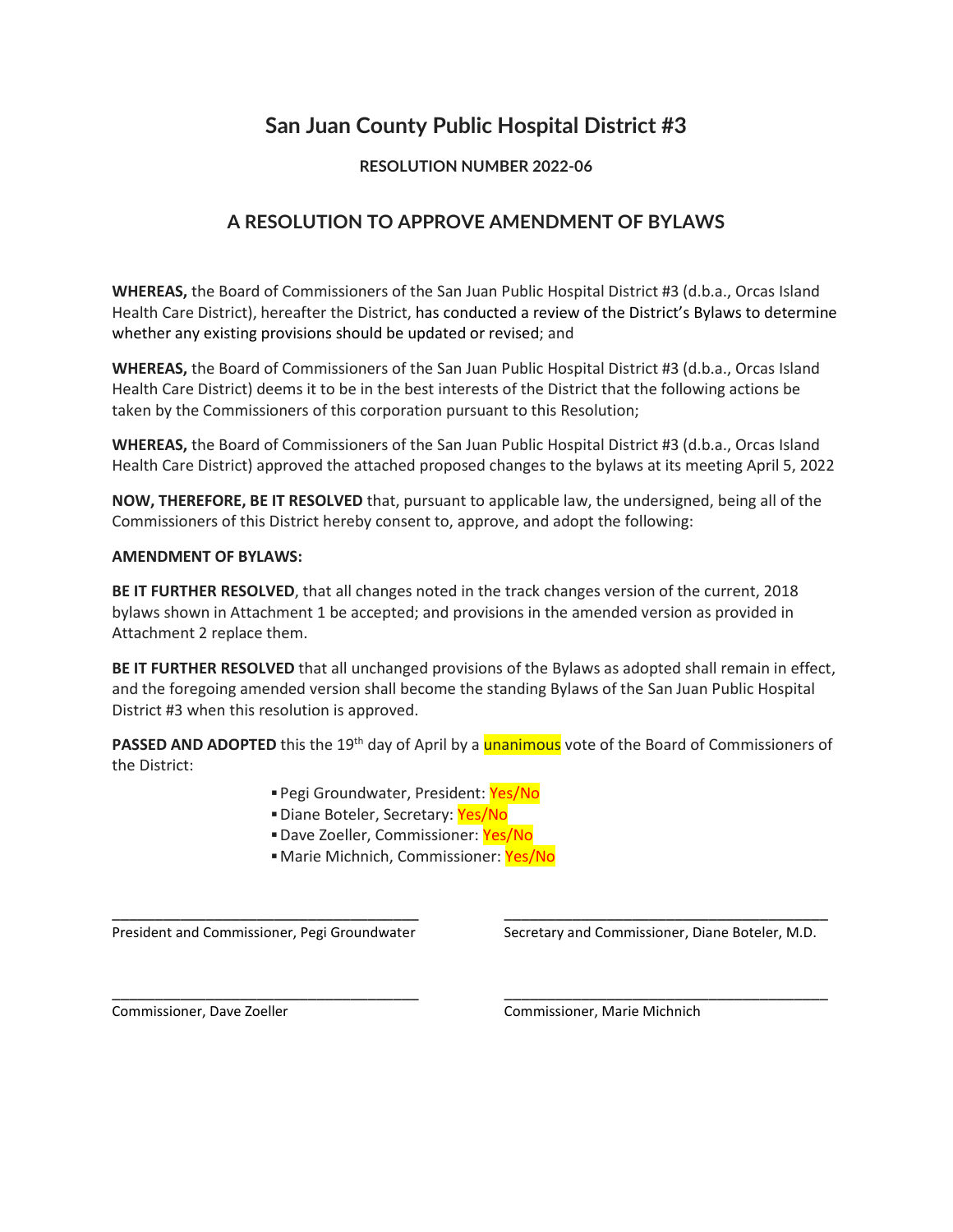# San Juan County Public Hospital District #3

### RESOLUTION NUMBER 2022-06

## A RESOLUTION TO APPROVE AMENDMENT OF BYLAWS

**WHEREAS,** the Board of Commissioners of the San Juan Public Hospital District #3 (d.b.a., Orcas Island Health Care District), hereafter the District, has conducted a review of the District's Bylaws to determine whether any existing provisions should be updated or revised; and

**WHEREAS,** the Board of Commissioners of the San Juan Public Hospital District #3 (d.b.a., Orcas Island Health Care District) deems it to be in the best interests of the District that the following actions be taken by the Commissioners of this corporation pursuant to this Resolution;

**WHEREAS,** the Board of Commissioners of the San Juan Public Hospital District #3 (d.b.a., Orcas Island Health Care District) approved the attached proposed changes to the bylaws at its meeting April 5, 2022

**NOW, THEREFORE, BE IT RESOLVED** that, pursuant to applicable law, the undersigned, being all of the Commissioners of this District hereby consent to, approve, and adopt the following:

**AMENDMENT OF BYLAWS:**

**BE IT FURTHER RESOLVED**, that all changes noted in the track changes version of the current, 2018 bylaws shown in Attachment 1 be accepted; and provisions in the amended version as provided in Attachment 2 replace them.

**BE IT FURTHER RESOLVED** that all unchanged provisions of the Bylaws as adopted shall remain in effect, and the foregoing amended version shall become the standing Bylaws of the San Juan Public Hospital District #3 when this resolution is approved.

**PASSED AND ADOPTED** this the 19th day of April by a unanimous vote of the Board of Commissioners of the District:

- Pegi Groundwater, President: Yes/No
- Diane Boteler, Secretary: Yes/No
- Dave Zoeller, Commissioner: Yes/No
- Marie Michnich, Commissioner: Yes/No

______________________________________
President and Commissioner, Pegi Groundwater

______________________________________
Secretary and Commissioner, Diane Boteler, M.D.

______________________________________
Commissioner, Dave Zoeller

______________________________________
Commissioner, Marie Michnich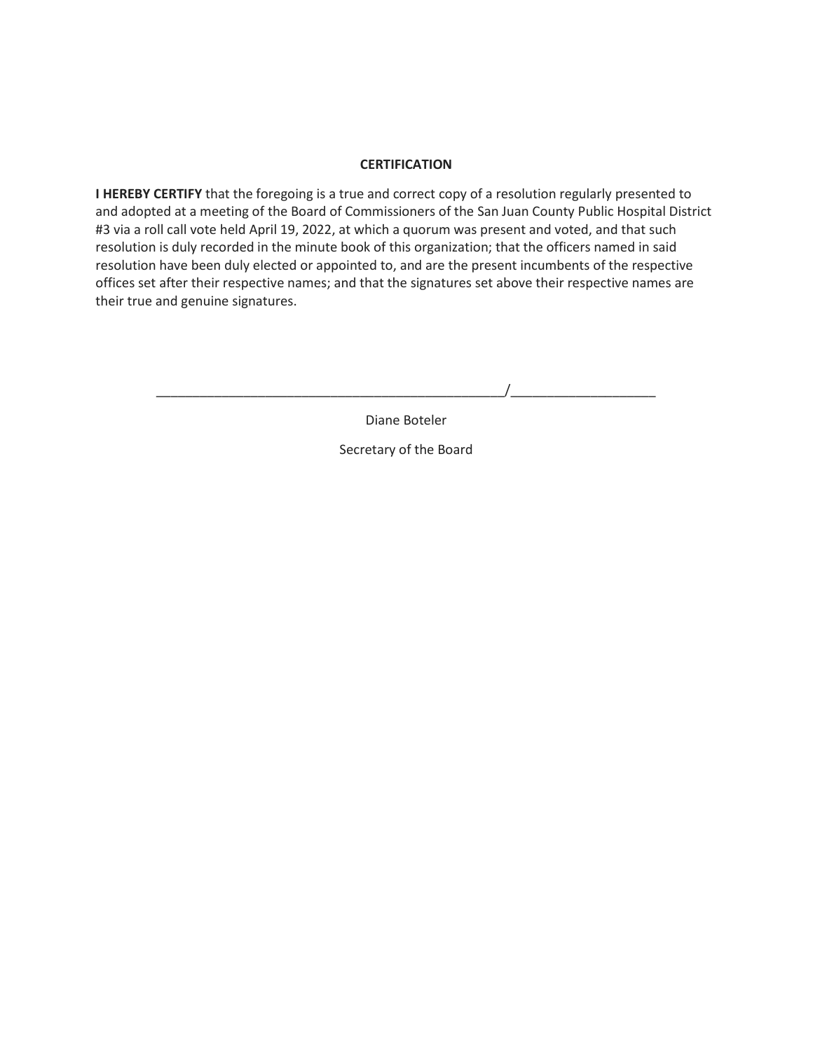**CERTIFICATION**

**I HEREBY CERTIFY** that the foregoing is a true and correct copy of a resolution regularly presented to and adopted at a meeting of the Board of Commissioners of the San Juan County Public Hospital District #3 via a roll call vote held April 19, 2022, at which a quorum was present and voted, and that such resolution is duly recorded in the minute book of this organization; that the officers named in said resolution have been duly elected or appointed to, and are the present incumbents of the respective offices set after their respective names; and that the signatures set above their respective names are their true and genuine signatures.

_______________________________________________/___________________

Diane Boteler

Secretary of the Board